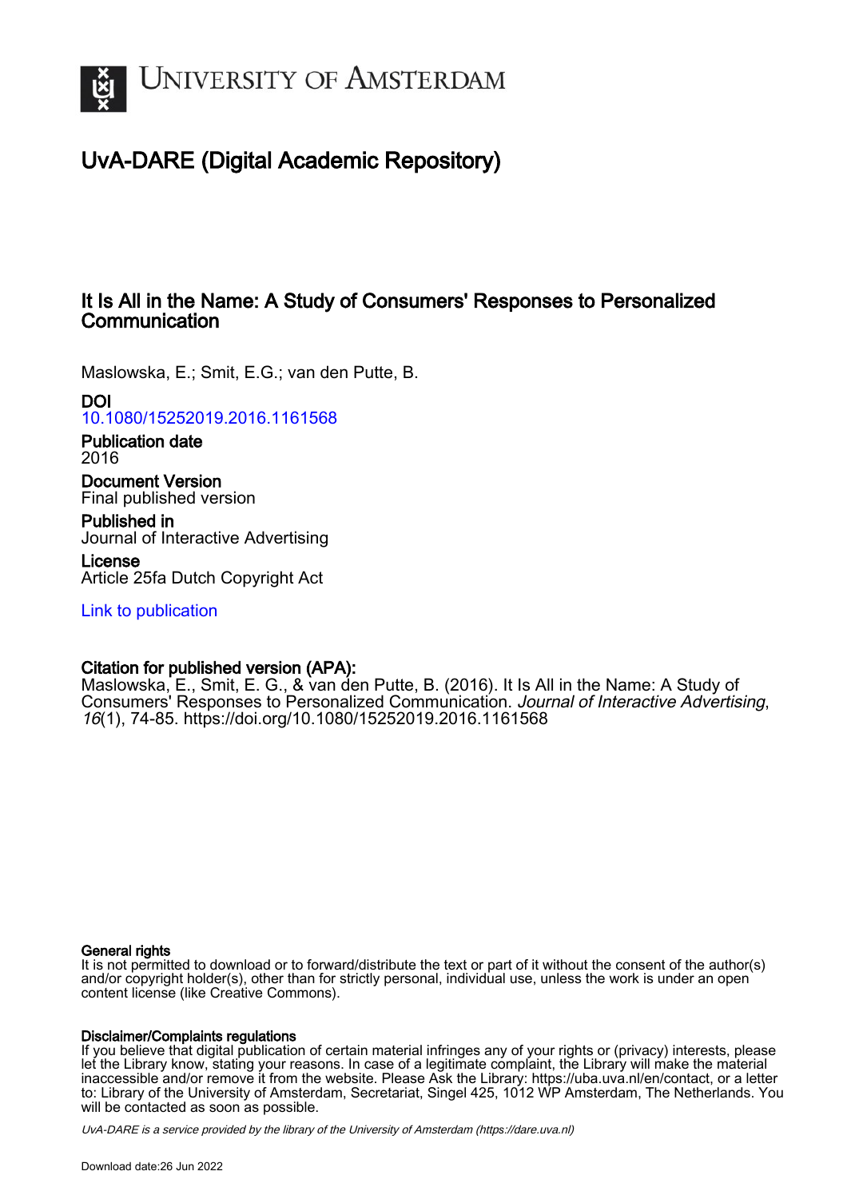# University of Amsterdam

## UvA-DARE (Digital Academic Repository)

### It Is All in the Name: A Study of Consumers' Responses to Personalized Communication

Maslowska, E.; Smit, E.G.; van den Putte, B.

**DOI**
10.1080/15252019.2016.1161568

**Publication date**
2016

**Document Version**
Final published version

**Published in**
Journal of Interactive Advertising

**License**
Article 25fa Dutch Copyright Act

Link to publication

**Citation for published version (APA):**
Maslowska, E., Smit, E. G., & van den Putte, B. (2016). It Is All in the Name: A Study of Consumers' Responses to Personalized Communication. *Journal of Interactive Advertising*, *16*(1), 74-85. https://doi.org/10.1080/15252019.2016.1161568

**General rights**
It is not permitted to download or to forward/distribute the text or part of it without the consent of the author(s) and/or copyright holder(s), other than for strictly personal, individual use, unless the work is under an open content license (like Creative Commons).

**Disclaimer/Complaints regulations**
If you believe that digital publication of certain material infringes any of your rights or (privacy) interests, please let the Library know, stating your reasons. In case of a legitimate complaint, the Library will make the material inaccessible and/or remove it from the website. Please Ask the Library: https://uba.uva.nl/en/contact, or a letter to: Library of the University of Amsterdam, Secretariat, Singel 425, 1012 WP Amsterdam, The Netherlands. You will be contacted as soon as possible.

*UvA-DARE is a service provided by the library of the University of Amsterdam (https://dare.uva.nl)*

Download date:26 Jun 2022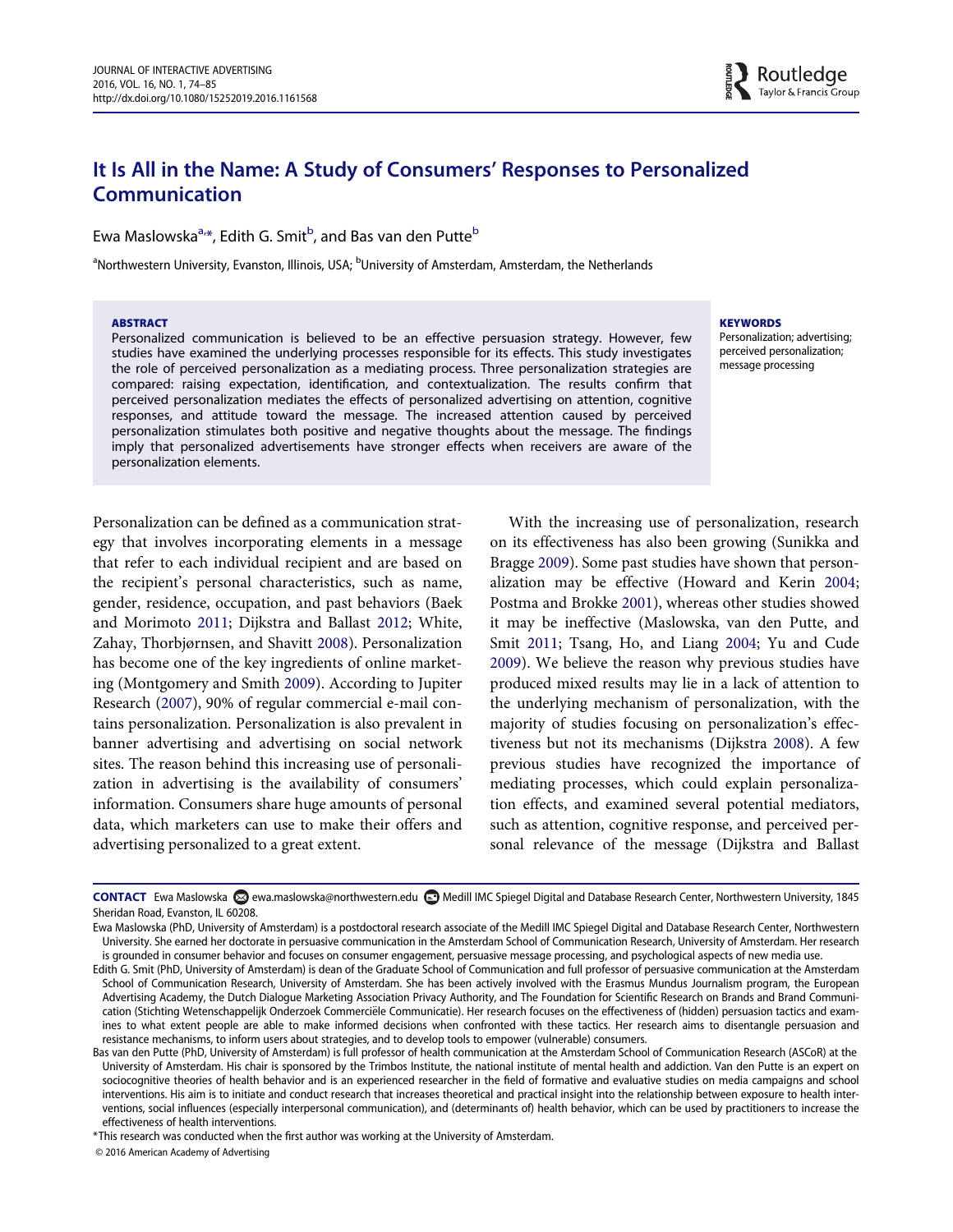# It Is All in the Name: A Study of Consumers' Responses to Personalized Communication

Ewa Maslowska[a,*], Edith G. Smit[b], and Bas van den Putte[b]

[a]Northwestern University, Evanston, Illinois, USA; [b]University of Amsterdam, Amsterdam, the Netherlands

**ABSTRACT**

Personalized communication is believed to be an effective persuasion strategy. However, few studies have examined the underlying processes responsible for its effects. This study investigates the role of perceived personalization as a mediating process. Three personalization strategies are compared: raising expectation, identification, and contextualization. The results confirm that perceived personalization mediates the effects of personalized advertising on attention, cognitive responses, and attitude toward the message. The increased attention caused by perceived personalization stimulates both positive and negative thoughts about the message. The findings imply that personalized advertisements have stronger effects when receivers are aware of the personalization elements.

**KEYWORDS**

Personalization; advertising; perceived personalization; message processing

Personalization can be defined as a communication strategy that involves incorporating elements in a message that refer to each individual recipient and are based on the recipient's personal characteristics, such as name, gender, residence, occupation, and past behaviors (Baek and Morimoto 2011; Dijkstra and Ballast 2012; White, Zahay, Thorbjørnsen, and Shavitt 2008). Personalization has become one of the key ingredients of online marketing (Montgomery and Smith 2009). According to Jupiter Research (2007), 90% of regular commercial e-mail contains personalization. Personalization is also prevalent in banner advertising and advertising on social network sites. The reason behind this increasing use of personalization in advertising is the availability of consumers' information. Consumers share huge amounts of personal data, which marketers can use to make their offers and advertising personalized to a great extent.

With the increasing use of personalization, research on its effectiveness has also been growing (Sunikka and Bragge 2009). Some past studies have shown that personalization may be effective (Howard and Kerin 2004; Postma and Brokke 2001), whereas other studies showed it may be ineffective (Maslowska, van den Putte, and Smit 2011; Tsang, Ho, and Liang 2004; Yu and Cude 2009). We believe the reason why previous studies have produced mixed results may lie in a lack of attention to the underlying mechanism of personalization, with the majority of studies focusing on personalization's effectiveness but not its mechanisms (Dijkstra 2008). A few previous studies have recognized the importance of mediating processes, which could explain personalization effects, and examined several potential mediators, such as attention, cognitive response, and perceived personal relevance of the message (Dijkstra and Ballast

**CONTACT** Ewa Maslowska ewa.maslowska@northwestern.edu Medill IMC Spiegel Digital and Database Research Center, Northwestern University, 1845 Sheridan Road, Evanston, IL 60208.

Ewa Maslowska (PhD, University of Amsterdam) is a postdoctoral research associate of the Medill IMC Spiegel Digital and Database Research Center, Northwestern University. She earned her doctorate in persuasive communication in the Amsterdam School of Communication Research, University of Amsterdam. Her research is grounded in consumer behavior and focuses on consumer engagement, persuasive message processing, and psychological aspects of new media use.

Edith G. Smit (PhD, University of Amsterdam) is dean of the Graduate School of Communication and full professor of persuasive communication at the Amsterdam School of Communication Research, University of Amsterdam. She has been actively involved with the Erasmus Mundus Journalism program, the European Advertising Academy, the Dutch Dialogue Marketing Association Privacy Authority, and The Foundation for Scientific Research on Brands and Brand Communication (Stichting Wetenschappelijk Onderzoek Commerciële Communicatie). Her research focuses on the effectiveness of (hidden) persuasion tactics and examines to what extent people are able to make informed decisions when confronted with these tactics. Her research aims to disentangle persuasion and resistance mechanisms, to inform users about strategies, and to develop tools to empower (vulnerable) consumers.

Bas van den Putte (PhD, University of Amsterdam) is full professor of health communication at the Amsterdam School of Communication Research (ASCoR) at the University of Amsterdam. His chair is sponsored by the Trimbos Institute, the national institute of mental health and addiction. Van den Putte is an expert on sociocognitive theories of health behavior and is an experienced researcher in the field of formative and evaluative studies on media campaigns and school interventions. His aim is to initiate and conduct research that increases theoretical and practical insight into the relationship between exposure to health interventions, social influences (especially interpersonal communication), and (determinants of) health behavior, which can be used by practitioners to increase the effectiveness of health interventions.

*This research was conducted when the first author was working at the University of Amsterdam.

© 2016 American Academy of Advertising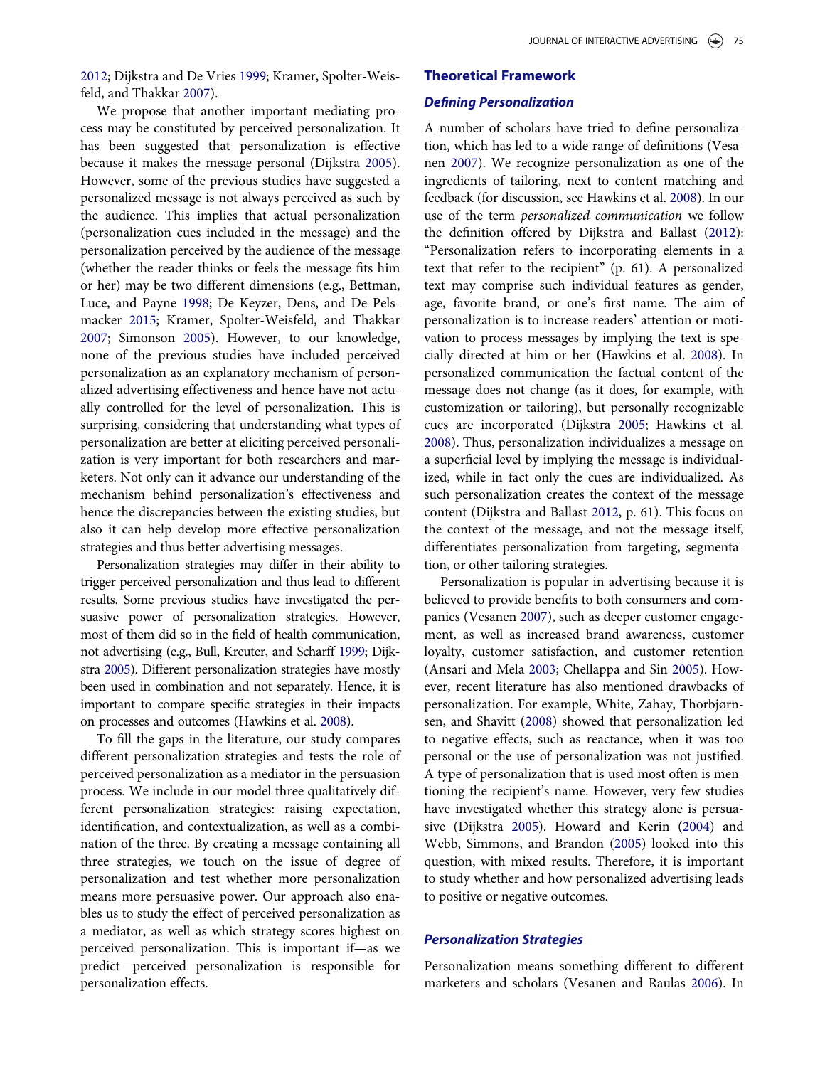2012; Dijkstra and De Vries 1999; Kramer, Spolter-Weisfeld, and Thakkar 2007).

We propose that another important mediating process may be constituted by perceived personalization. It has been suggested that personalization is effective because it makes the message personal (Dijkstra 2005). However, some of the previous studies have suggested a personalized message is not always perceived as such by the audience. This implies that actual personalization (personalization cues included in the message) and the personalization perceived by the audience of the message (whether the reader thinks or feels the message fits him or her) may be two different dimensions (e.g., Bettman, Luce, and Payne 1998; De Keyzer, Dens, and De Pelsmacker 2015; Kramer, Spolter-Weisfeld, and Thakkar 2007; Simonson 2005). However, to our knowledge, none of the previous studies have included perceived personalization as an explanatory mechanism of personalized advertising effectiveness and hence have not actually controlled for the level of personalization. This is surprising, considering that understanding what types of personalization are better at eliciting perceived personalization is very important for both researchers and marketers. Not only can it advance our understanding of the mechanism behind personalization's effectiveness and hence the discrepancies between the existing studies, but also it can help develop more effective personalization strategies and thus better advertising messages.

Personalization strategies may differ in their ability to trigger perceived personalization and thus lead to different results. Some previous studies have investigated the persuasive power of personalization strategies. However, most of them did so in the field of health communication, not advertising (e.g., Bull, Kreuter, and Scharff 1999; Dijkstra 2005). Different personalization strategies have mostly been used in combination and not separately. Hence, it is important to compare specific strategies in their impacts on processes and outcomes (Hawkins et al. 2008).

To fill the gaps in the literature, our study compares different personalization strategies and tests the role of perceived personalization as a mediator in the persuasion process. We include in our model three qualitatively different personalization strategies: raising expectation, identification, and contextualization, as well as a combination of the three. By creating a message containing all three strategies, we touch on the issue of degree of personalization and test whether more personalization means more persuasive power. Our approach also enables us to study the effect of perceived personalization as a mediator, as well as which strategy scores highest on perceived personalization. This is important if—as we predict—perceived personalization is responsible for personalization effects.

## Theoretical Framework

### *Defining Personalization*

A number of scholars have tried to define personalization, which has led to a wide range of definitions (Vesanen 2007). We recognize personalization as one of the ingredients of tailoring, next to content matching and feedback (for discussion, see Hawkins et al. 2008). In our use of the term *personalized communication* we follow the definition offered by Dijkstra and Ballast (2012): "Personalization refers to incorporating elements in a text that refer to the recipient" (p. 61). A personalized text may comprise such individual features as gender, age, favorite brand, or one's first name. The aim of personalization is to increase readers' attention or motivation to process messages by implying the text is specially directed at him or her (Hawkins et al. 2008). In personalized communication the factual content of the message does not change (as it does, for example, with customization or tailoring), but personally recognizable cues are incorporated (Dijkstra 2005; Hawkins et al. 2008). Thus, personalization individualizes a message on a superficial level by implying the message is individualized, while in fact only the cues are individualized. As such personalization creates the context of the message content (Dijkstra and Ballast 2012, p. 61). This focus on the context of the message, and not the message itself, differentiates personalization from targeting, segmentation, or other tailoring strategies.

Personalization is popular in advertising because it is believed to provide benefits to both consumers and companies (Vesanen 2007), such as deeper customer engagement, as well as increased brand awareness, customer loyalty, customer satisfaction, and customer retention (Ansari and Mela 2003; Chellappa and Sin 2005). However, recent literature has also mentioned drawbacks of personalization. For example, White, Zahay, Thorbjørnsen, and Shavitt (2008) showed that personalization led to negative effects, such as reactance, when it was too personal or the use of personalization was not justified. A type of personalization that is used most often is mentioning the recipient's name. However, very few studies have investigated whether this strategy alone is persuasive (Dijkstra 2005). Howard and Kerin (2004) and Webb, Simmons, and Brandon (2005) looked into this question, with mixed results. Therefore, it is important to study whether and how personalized advertising leads to positive or negative outcomes.

### *Personalization Strategies*

Personalization means something different to different marketers and scholars (Vesanen and Raulas 2006). In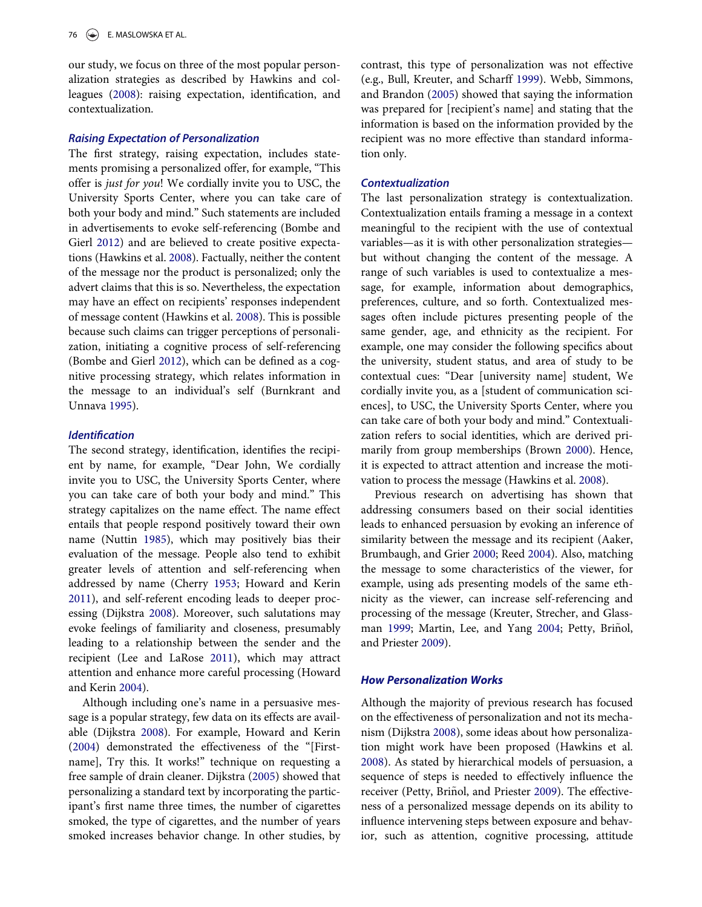our study, we focus on three of the most popular personalization strategies as described by Hawkins and colleagues (2008): raising expectation, identification, and contextualization.

### *Raising Expectation of Personalization*

The first strategy, raising expectation, includes statements promising a personalized offer, for example, "This offer is *just for you*! We cordially invite you to USC, the University Sports Center, where you can take care of both your body and mind." Such statements are included in advertisements to evoke self-referencing (Bombe and Gierl 2012) and are believed to create positive expectations (Hawkins et al. 2008). Factually, neither the content of the message nor the product is personalized; only the advert claims that this is so. Nevertheless, the expectation may have an effect on recipients' responses independent of message content (Hawkins et al. 2008). This is possible because such claims can trigger perceptions of personalization, initiating a cognitive process of self-referencing (Bombe and Gierl 2012), which can be defined as a cognitive processing strategy, which relates information in the message to an individual's self (Burnkrant and Unnava 1995).

### *Identification*

The second strategy, identification, identifies the recipient by name, for example, "Dear John, We cordially invite you to USC, the University Sports Center, where you can take care of both your body and mind." This strategy capitalizes on the name effect. The name effect entails that people respond positively toward their own name (Nuttin 1985), which may positively bias their evaluation of the message. People also tend to exhibit greater levels of attention and self-referencing when addressed by name (Cherry 1953; Howard and Kerin 2011), and self-referent encoding leads to deeper processing (Dijkstra 2008). Moreover, such salutations may evoke feelings of familiarity and closeness, presumably leading to a relationship between the sender and the recipient (Lee and LaRose 2011), which may attract attention and enhance more careful processing (Howard and Kerin 2004).

Although including one's name in a persuasive message is a popular strategy, few data on its effects are available (Dijkstra 2008). For example, Howard and Kerin (2004) demonstrated the effectiveness of the "[Firstname], Try this. It works!" technique on requesting a free sample of drain cleaner. Dijkstra (2005) showed that personalizing a standard text by incorporating the participant's first name three times, the number of cigarettes smoked, the type of cigarettes, and the number of years smoked increases behavior change. In other studies, by contrast, this type of personalization was not effective (e.g., Bull, Kreuter, and Scharff 1999). Webb, Simmons, and Brandon (2005) showed that saying the information was prepared for [recipient's name] and stating that the information is based on the information provided by the recipient was no more effective than standard information only.

### *Contextualization*

The last personalization strategy is contextualization. Contextualization entails framing a message in a context meaningful to the recipient with the use of contextual variables—as it is with other personalization strategies—but without changing the content of the message. A range of such variables is used to contextualize a message, for example, information about demographics, preferences, culture, and so forth. Contextualized messages often include pictures presenting people of the same gender, age, and ethnicity as the recipient. For example, one may consider the following specifics about the university, student status, and area of study to be contextual cues: "Dear [university name] student, We cordially invite you, as a [student of communication sciences], to USC, the University Sports Center, where you can take care of both your body and mind." Contextualization refers to social identities, which are derived primarily from group memberships (Brown 2000). Hence, it is expected to attract attention and increase the motivation to process the message (Hawkins et al. 2008).

Previous research on advertising has shown that addressing consumers based on their social identities leads to enhanced persuasion by evoking an inference of similarity between the message and its recipient (Aaker, Brumbaugh, and Grier 2000; Reed 2004). Also, matching the message to some characteristics of the viewer, for example, using ads presenting models of the same ethnicity as the viewer, can increase self-referencing and processing of the message (Kreuter, Strecher, and Glassman 1999; Martin, Lee, and Yang 2004; Petty, Briñol, and Priester 2009).

## *How Personalization Works*

Although the majority of previous research has focused on the effectiveness of personalization and not its mechanism (Dijkstra 2008), some ideas about how personalization might work have been proposed (Hawkins et al. 2008). As stated by hierarchical models of persuasion, a sequence of steps is needed to effectively influence the receiver (Petty, Briñol, and Priester 2009). The effectiveness of a personalized message depends on its ability to influence intervening steps between exposure and behavior, such as attention, cognitive processing, attitude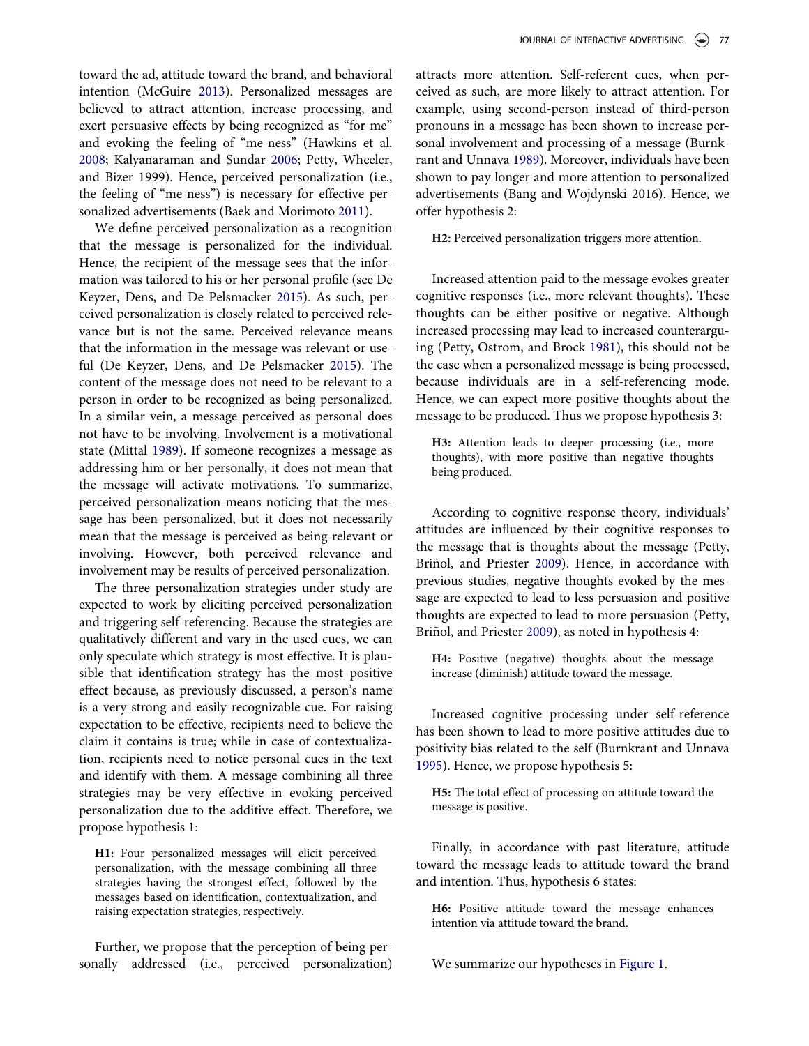toward the ad, attitude toward the brand, and behavioral intention (McGuire 2013). Personalized messages are believed to attract attention, increase processing, and exert persuasive effects by being recognized as "for me" and evoking the feeling of "me-ness" (Hawkins et al. 2008; Kalyanaraman and Sundar 2006; Petty, Wheeler, and Bizer 1999). Hence, perceived personalization (i.e., the feeling of "me-ness") is necessary for effective personalized advertisements (Baek and Morimoto 2011).

We define perceived personalization as a recognition that the message is personalized for the individual. Hence, the recipient of the message sees that the information was tailored to his or her personal profile (see De Keyzer, Dens, and De Pelsmacker 2015). As such, perceived personalization is closely related to perceived relevance but is not the same. Perceived relevance means that the information in the message was relevant or useful (De Keyzer, Dens, and De Pelsmacker 2015). The content of the message does not need to be relevant to a person in order to be recognized as being personalized. In a similar vein, a message perceived as personal does not have to be involving. Involvement is a motivational state (Mittal 1989). If someone recognizes a message as addressing him or her personally, it does not mean that the message will activate motivations. To summarize, perceived personalization means noticing that the message has been personalized, but it does not necessarily mean that the message is perceived as being relevant or involving. However, both perceived relevance and involvement may be results of perceived personalization.

The three personalization strategies under study are expected to work by eliciting perceived personalization and triggering self-referencing. Because the strategies are qualitatively different and vary in the used cues, we can only speculate which strategy is most effective. It is plausible that identification strategy has the most positive effect because, as previously discussed, a person's name is a very strong and easily recognizable cue. For raising expectation to be effective, recipients need to believe the claim it contains is true; while in case of contextualization, recipients need to notice personal cues in the text and identify with them. A message combining all three strategies may be very effective in evoking perceived personalization due to the additive effect. Therefore, we propose hypothesis 1:

> **H1:** Four personalized messages will elicit perceived personalization, with the message combining all three strategies having the strongest effect, followed by the messages based on identification, contextualization, and raising expectation strategies, respectively.

Further, we propose that the perception of being personally addressed (i.e., perceived personalization) attracts more attention. Self-referent cues, when perceived as such, are more likely to attract attention. For example, using second-person instead of third-person pronouns in a message has been shown to increase personal involvement and processing of a message (Burnkrant and Unnava 1989). Moreover, individuals have been shown to pay longer and more attention to personalized advertisements (Bang and Wojdynski 2016). Hence, we offer hypothesis 2:

> **H2:** Perceived personalization triggers more attention.

Increased attention paid to the message evokes greater cognitive responses (i.e., more relevant thoughts). These thoughts can be either positive or negative. Although increased processing may lead to increased counterarguing (Petty, Ostrom, and Brock 1981), this should not be the case when a personalized message is being processed, because individuals are in a self-referencing mode. Hence, we can expect more positive thoughts about the message to be produced. Thus we propose hypothesis 3:

> **H3:** Attention leads to deeper processing (i.e., more thoughts), with more positive than negative thoughts being produced.

According to cognitive response theory, individuals' attitudes are influenced by their cognitive responses to the message that is thoughts about the message (Petty, Briñol, and Priester 2009). Hence, in accordance with previous studies, negative thoughts evoked by the message are expected to lead to less persuasion and positive thoughts are expected to lead to more persuasion (Petty, Briñol, and Priester 2009), as noted in hypothesis 4:

> **H4:** Positive (negative) thoughts about the message increase (diminish) attitude toward the message.

Increased cognitive processing under self-reference has been shown to lead to more positive attitudes due to positivity bias related to the self (Burnkrant and Unnava 1995). Hence, we propose hypothesis 5:

> **H5:** The total effect of processing on attitude toward the message is positive.

Finally, in accordance with past literature, attitude toward the message leads to attitude toward the brand and intention. Thus, hypothesis 6 states:

> **H6:** Positive attitude toward the message enhances intention via attitude toward the brand.

We summarize our hypotheses in Figure 1.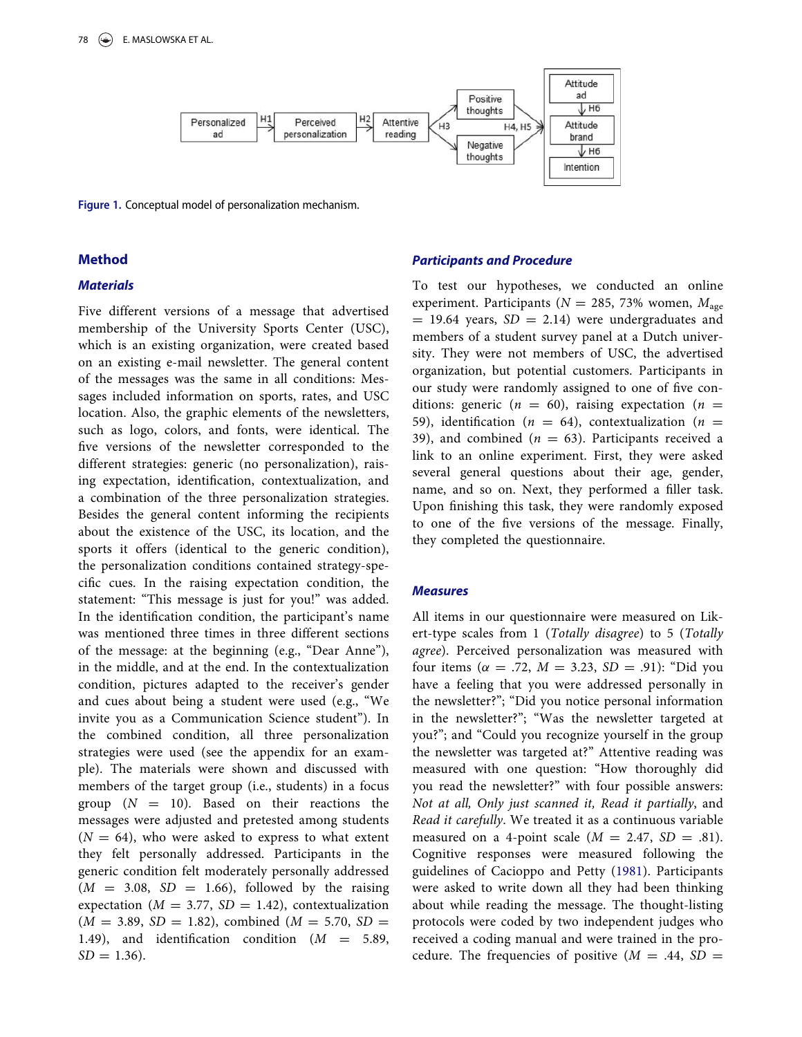Figure 1. Conceptual model of personalization mechanism.

## Method

### Materials

Five different versions of a message that advertised membership of the University Sports Center (USC), which is an existing organization, were created based on an existing e-mail newsletter. The general content of the messages was the same in all conditions: Messages included information on sports, rates, and USC location. Also, the graphic elements of the newsletters, such as logo, colors, and fonts, were identical. The five versions of the newsletter corresponded to the different strategies: generic (no personalization), raising expectation, identification, contextualization, and a combination of the three personalization strategies. Besides the general content informing the recipients about the existence of the USC, its location, and the sports it offers (identical to the generic condition), the personalization conditions contained strategy-specific cues. In the raising expectation condition, the statement: "This message is just for you!" was added. In the identification condition, the participant's name was mentioned three times in three different sections of the message: at the beginning (e.g., "Dear Anne"), in the middle, and at the end. In the contextualization condition, pictures adapted to the receiver's gender and cues about being a student were used (e.g., "We invite you as a Communication Science student"). In the combined condition, all three personalization strategies were used (see the appendix for an example). The materials were shown and discussed with members of the target group (i.e., students) in a focus group ($N$ = 10). Based on their reactions the messages were adjusted and pretested among students ($N$ = 64), who were asked to express to what extent they felt personally addressed. Participants in the generic condition felt moderately personally addressed ($M$ = 3.08, $SD$ = 1.66), followed by the raising expectation ($M$ = 3.77, $SD$ = 1.42), contextualization ($M$ = 3.89, $SD$ = 1.82), combined ($M$ = 5.70, $SD$ = 1.49), and identification condition ($M$ = 5.89, $SD$ = 1.36).

### Participants and Procedure

To test our hypotheses, we conducted an online experiment. Participants ($N$ = 285, 73% women, $M_{age}$ = 19.64 years, $SD$ = 2.14) were undergraduates and members of a student survey panel at a Dutch university. They were not members of USC, the advertised organization, but potential customers. Participants in our study were randomly assigned to one of five conditions: generic ($n$ = 60), raising expectation ($n$ = 59), identification ($n$ = 64), contextualization ($n$ = 39), and combined ($n$ = 63). Participants received a link to an online experiment. First, they were asked several general questions about their age, gender, name, and so on. Next, they performed a filler task. Upon finishing this task, they were randomly exposed to one of the five versions of the message. Finally, they completed the questionnaire.

### Measures

All items in our questionnaire were measured on Likert-type scales from 1 (*Totally disagree*) to 5 (*Totally agree*). Perceived personalization was measured with four items ($\alpha$ = .72, $M$ = 3.23, $SD$ = .91): "Did you have a feeling that you were addressed personally in the newsletter?"; "Did you notice personal information in the newsletter?"; "Was the newsletter targeted at you?"; and "Could you recognize yourself in the group the newsletter was targeted at?" Attentive reading was measured with one question: "How thoroughly did you read the newsletter?" with four possible answers: *Not at all, Only just scanned it, Read it partially*, and *Read it carefully*. We treated it as a continuous variable measured on a 4-point scale ($M$ = 2.47, $SD$ = .81). Cognitive responses were measured following the guidelines of Cacioppo and Petty (1981). Participants were asked to write down all they had been thinking about while reading the message. The thought-listing protocols were coded by two independent judges who received a coding manual and were trained in the procedure. The frequencies of positive ($M$ = .44, $SD$ =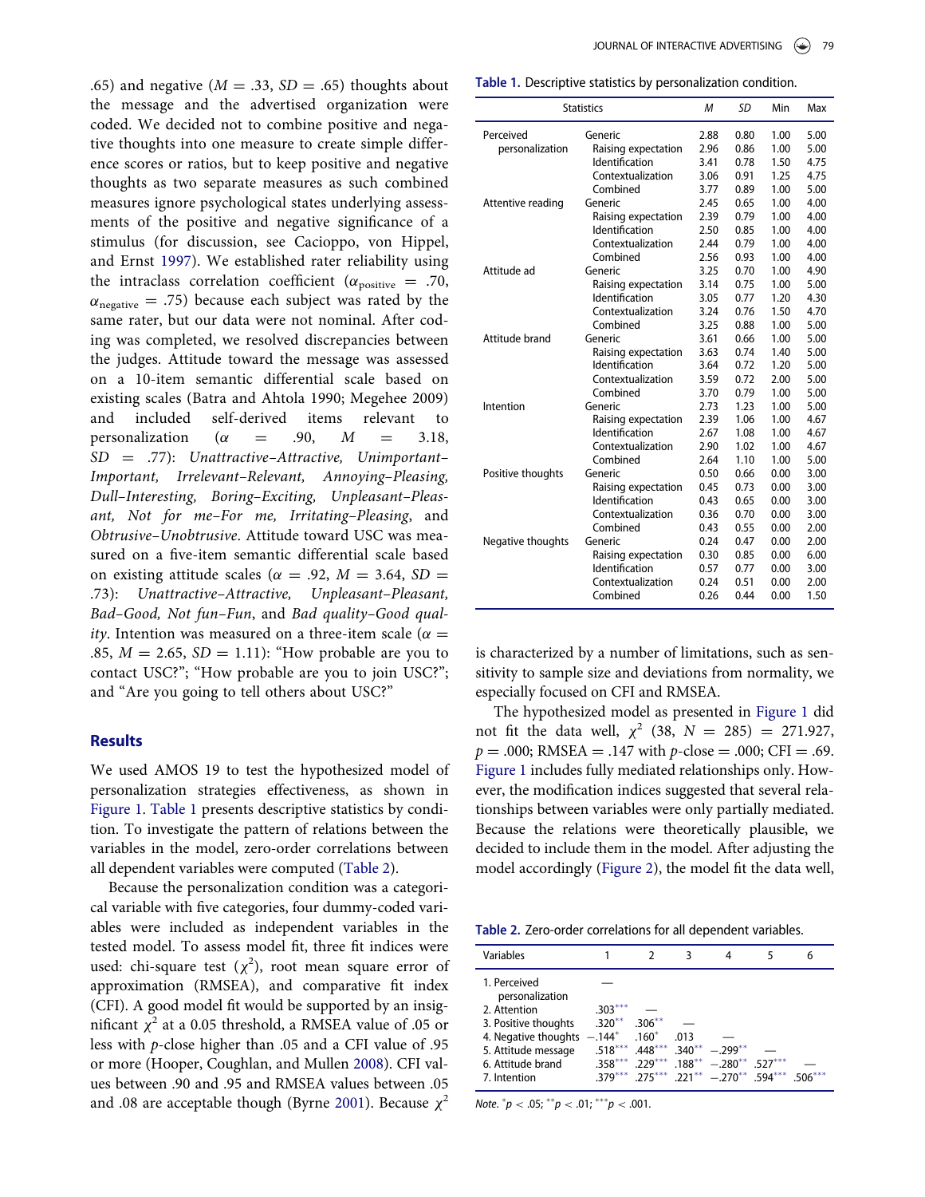.65) and negative ($M$ = .33, $SD$ = .65) thoughts about the message and the advertised organization were coded. We decided not to combine positive and negative thoughts into one measure to create simple difference scores or ratios, but to keep positive and negative thoughts as two separate measures as such combined measures ignore psychological states underlying assessments of the positive and negative significance of a stimulus (for discussion, see Cacioppo, von Hippel, and Ernst 1997). We established rater reliability using the intraclass correlation coefficient ($\alpha_{positive}$ = .70, $\alpha_{negative}$ = .75) because each subject was rated by the same rater, but our data were not nominal. After coding was completed, we resolved discrepancies between the judges. Attitude toward the message was assessed on a 10-item semantic differential scale based on existing scales (Batra and Ahtola 1990; Megehee 2009) and included self-derived items relevant to personalization ($\alpha$ = .90, $M$ = 3.18, $SD$ = .77): *Unattractive–Attractive, Unimportant–Important, Irrelevant–Relevant, Annoying–Pleasing, Dull–Interesting, Boring–Exciting, Unpleasant–Pleasant, Not for me–For me, Irritating–Pleasing,* and *Obtrusive–Unobtrusive*. Attitude toward USC was measured on a five-item semantic differential scale based on existing attitude scales ($\alpha$ = .92, $M$ = 3.64, $SD$ = .73): *Unattractive–Attractive, Unpleasant–Pleasant, Bad–Good, Not fun–Fun*, and *Bad quality–Good quality*. Intention was measured on a three-item scale ($\alpha$ = .85, $M$ = 2.65, $SD$ = 1.11): "How probable are you to contact USC?"; "How probable are you to join USC?"; and "Are you going to tell others about USC?"

## Results

We used AMOS 19 to test the hypothesized model of personalization strategies effectiveness, as shown in Figure 1. Table 1 presents descriptive statistics by condition. To investigate the pattern of relations between the variables in the model, zero-order correlations between all dependent variables were computed (Table 2).

Because the personalization condition was a categorical variable with five categories, four dummy-coded variables were included as independent variables in the tested model. To assess model fit, three fit indices were used: chi-square test ($\chi^2$), root mean square error of approximation (RMSEA), and comparative fit index (CFI). A good model fit would be supported by an insignificant $\chi^2$ at a 0.05 threshold, a RMSEA value of .05 or less with $p$-close higher than .05 and a CFI value of .95 or more (Hooper, Coughlan, and Mullen 2008). CFI values between .90 and .95 and RMSEA values between .05 and .08 are acceptable though (Byrne 2001). Because $\chi^2$ is characterized by a number of limitations, such as sensitivity to sample size and deviations from normality, we especially focused on CFI and RMSEA.

The hypothesized model as presented in Figure 1 did not fit the data well, $\chi^2$ (38, $N$ = 285) = 271.927, $p$ = .000; RMSEA = .147 with $p$-close = .000; CFI = .69. Figure 1 includes fully mediated relationships only. However, the modification indices suggested that several relationships between variables were only partially mediated. Because the relations were theoretically plausible, we decided to include them in the model. After adjusting the model accordingly (Figure 2), the model fit the data well,

**Table 1.** Descriptive statistics by personalization condition.

| Statistics | | M | SD | Min | Max |
|---|---|---|---|---|---|
| Perceived personalization | Generic | 2.88 | 0.80 | 1.00 | 5.00 |
| | Raising expectation | 2.96 | 0.86 | 1.00 | 5.00 |
| | Identification | 3.41 | 0.78 | 1.50 | 4.75 |
| | Contextualization | 3.06 | 0.91 | 1.25 | 4.75 |
| | Combined | 3.77 | 0.89 | 1.00 | 5.00 |
| Attentive reading | Generic | 2.45 | 0.65 | 1.00 | 4.00 |
| | Raising expectation | 2.39 | 0.79 | 1.00 | 4.00 |
| | Identification | 2.50 | 0.85 | 1.00 | 4.00 |
| | Contextualization | 2.44 | 0.79 | 1.00 | 4.00 |
| | Combined | 2.56 | 0.93 | 1.00 | 4.00 |
| Attitude ad | Generic | 3.25 | 0.70 | 1.00 | 4.90 |
| | Raising expectation | 3.14 | 0.75 | 1.00 | 5.00 |
| | Identification | 3.05 | 0.77 | 1.20 | 4.30 |
| | Contextualization | 3.24 | 0.76 | 1.50 | 4.70 |
| | Combined | 3.25 | 0.88 | 1.00 | 5.00 |
| Attitude brand | Generic | 3.61 | 0.66 | 1.00 | 5.00 |
| | Raising expectation | 3.63 | 0.74 | 1.40 | 5.00 |
| | Identification | 3.64 | 0.72 | 1.20 | 5.00 |
| | Contextualization | 3.59 | 0.72 | 2.00 | 5.00 |
| | Combined | 3.70 | 0.79 | 1.00 | 5.00 |
| Intention | Generic | 2.73 | 1.23 | 1.00 | 5.00 |
| | Raising expectation | 2.39 | 1.06 | 1.00 | 4.67 |
| | Identification | 2.67 | 1.08 | 1.00 | 4.67 |
| | Contextualization | 2.90 | 1.02 | 1.00 | 4.67 |
| | Combined | 2.64 | 1.10 | 1.00 | 5.00 |
| Positive thoughts | Generic | 0.50 | 0.66 | 0.00 | 3.00 |
| | Raising expectation | 0.45 | 0.73 | 0.00 | 3.00 |
| | Identification | 0.43 | 0.65 | 0.00 | 3.00 |
| | Contextualization | 0.36 | 0.70 | 0.00 | 3.00 |
| | Combined | 0.43 | 0.55 | 0.00 | 2.00 |
| Negative thoughts | Generic | 0.24 | 0.47 | 0.00 | 2.00 |
| | Raising expectation | 0.30 | 0.85 | 0.00 | 6.00 |
| | Identification | 0.57 | 0.77 | 0.00 | 3.00 |
| | Contextualization | 0.24 | 0.51 | 0.00 | 2.00 |
| | Combined | 0.26 | 0.44 | 0.00 | 1.50 |

**Table 2.** Zero-order correlations for all dependent variables.

| Variables | 1 | 2 | 3 | 4 | 5 | 6 |
|---|---|---|---|---|---|---|
| 1. Perceived personalization | — | | | | | |
| 2. Attention | .303*** | — | | | | |
| 3. Positive thoughts | .320** | .306** | — | | | |
| 4. Negative thoughts | −.144* | .160* | .013 | — | | |
| 5. Attitude message | .518*** | .448*** | .340** | −.299** | — | |
| 6. Attitude brand | .358*** | .229*** | .188** | −.280** | .527*** | — |
| 7. Intention | .379*** | .275*** | .221** | −.270** | .594*** | .506*** |

*Note.* *$p < .05$; **$p < .01$; ***$p < .001$.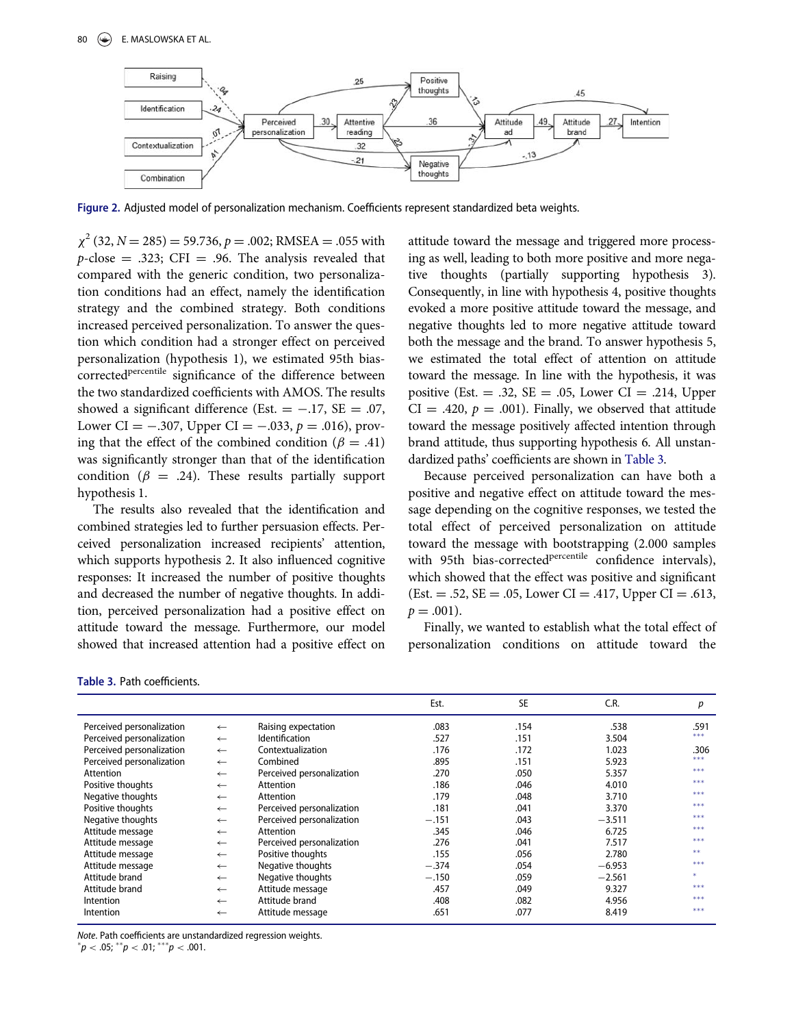Figure 2. Adjusted model of personalization mechanism. Coefficients represent standardized beta weights.

$\chi^2$ (32, $N = 285$) = 59.736, $p = .002$; RMSEA = .055 with $p$-close = .323; CFI = .96. The analysis revealed that compared with the generic condition, two personalization conditions had an effect, namely the identification strategy and the combined strategy. Both conditions increased perceived personalization. To answer the question which condition had a stronger effect on perceived personalization (hypothesis 1), we estimated 95th bias-corrected$^{\text{percentile}}$ significance of the difference between the two standardized coefficients with AMOS. The results showed a significant difference (Est. = −.17, SE = .07, Lower CI = −.307, Upper CI = −.033, $p = .016$), proving that the effect of the combined condition ($\beta = .41$) was significantly stronger than that of the identification condition ($\beta = .24$). These results partially support hypothesis 1.

The results also revealed that the identification and combined strategies led to further persuasion effects. Perceived personalization increased recipients' attention, which supports hypothesis 2. It also influenced cognitive responses: It increased the number of positive thoughts and decreased the number of negative thoughts. In addition, perceived personalization had a positive effect on attitude toward the message. Furthermore, our model showed that increased attention had a positive effect on attitude toward the message and triggered more processing as well, leading to both more positive and more negative thoughts (partially supporting hypothesis 3). Consequently, in line with hypothesis 4, positive thoughts evoked a more positive attitude toward the message, and negative thoughts led to more negative attitude toward both the message and the brand. To answer hypothesis 5, we estimated the total effect of attention on attitude toward the message. In line with the hypothesis, it was positive (Est. = .32, SE = .05, Lower CI = .214, Upper CI = .420, $p = .001$). Finally, we observed that attitude toward the message positively affected intention through brand attitude, thus supporting hypothesis 6. All unstandardized paths' coefficients are shown in Table 3.

Because perceived personalization can have both a positive and negative effect on attitude toward the message depending on the cognitive responses, we tested the total effect of perceived personalization on attitude toward the message with bootstrapping (2.000 samples with 95th bias-corrected$^{\text{percentile}}$ confidence intervals), which showed that the effect was positive and significant (Est. = .52, SE = .05, Lower CI = .417, Upper CI = .613, $p = .001$).

Finally, we wanted to establish what the total effect of personalization conditions on attitude toward the

Table 3. Path coefficients.

| | | | Est. | SE | C.R. | *p* |
|---|---|---|---|---|---|---|
| Perceived personalization | ← | Raising expectation | .083 | .154 | .538 | .591 |
| Perceived personalization | ← | Identification | .527 | .151 | 3.504 | *** |
| Perceived personalization | ← | Contextualization | .176 | .172 | 1.023 | .306 |
| Perceived personalization | ← | Combined | .895 | .151 | 5.923 | *** |
| Attention | ← | Perceived personalization | .270 | .050 | 5.357 | *** |
| Positive thoughts | ← | Attention | .186 | .046 | 4.010 | *** |
| Negative thoughts | ← | Attention | .179 | .048 | 3.710 | *** |
| Positive thoughts | ← | Perceived personalization | .181 | .041 | 3.370 | *** |
| Negative thoughts | ← | Perceived personalization | −.151 | .043 | −3.511 | *** |
| Attitude message | ← | Attention | .345 | .046 | 6.725 | *** |
| Attitude message | ← | Perceived personalization | .276 | .041 | 7.517 | *** |
| Attitude message | ← | Positive thoughts | .155 | .056 | 2.780 | ** |
| Attitude message | ← | Negative thoughts | −.374 | .054 | −6.953 | *** |
| Attitude brand | ← | Negative thoughts | −.150 | .059 | −2.561 | * |
| Attitude brand | ← | Attitude message | .457 | .049 | 9.327 | *** |
| Intention | ← | Attitude brand | .408 | .082 | 4.956 | *** |
| Intention | ← | Attitude message | .651 | .077 | 8.419 | *** |

*Note*. Path coefficients are unstandardized regression weights.
$^{*}p < .05$; $^{**}p < .01$; $^{***}p < .001$.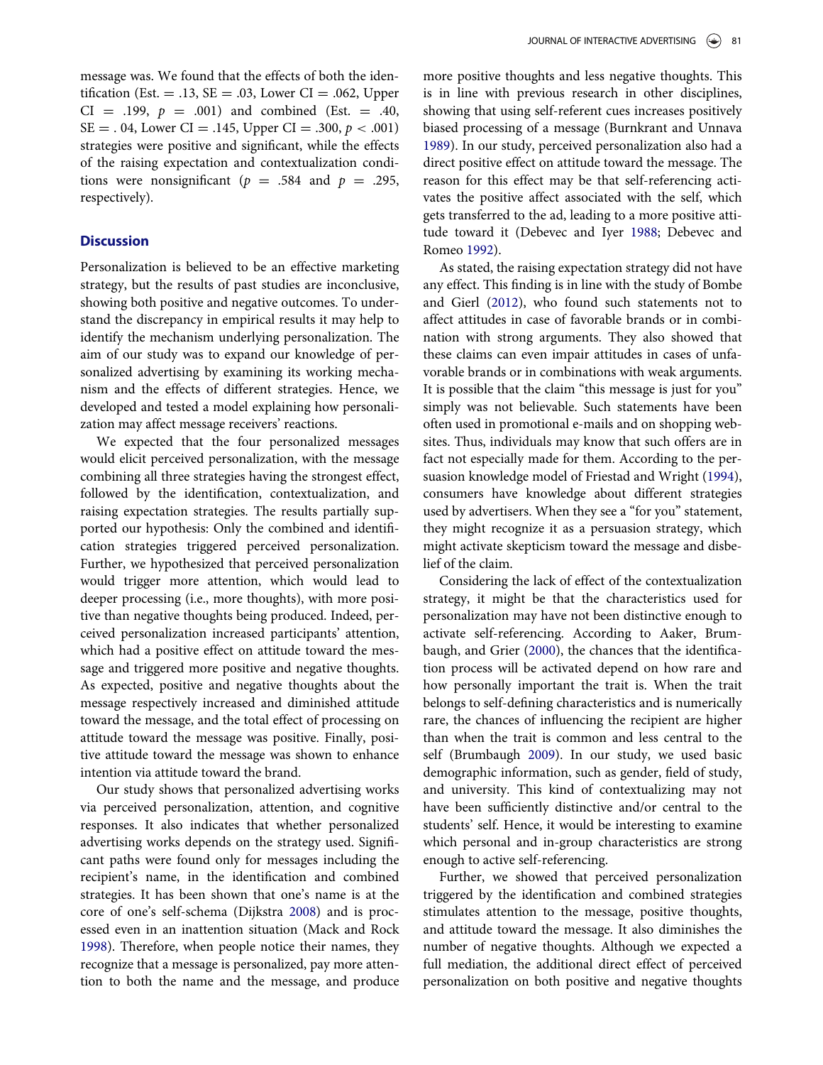message was. We found that the effects of both the identification (Est. = .13, SE = .03, Lower CI = .062, Upper CI = .199, $p$ = .001) and combined (Est. = .40, SE = . 04, Lower CI = .145, Upper CI = .300, $p < .001$) strategies were positive and significant, while the effects of the raising expectation and contextualization conditions were nonsignificant ($p$ = .584 and $p$ = .295, respectively).

## Discussion

Personalization is believed to be an effective marketing strategy, but the results of past studies are inconclusive, showing both positive and negative outcomes. To understand the discrepancy in empirical results it may help to identify the mechanism underlying personalization. The aim of our study was to expand our knowledge of personalized advertising by examining its working mechanism and the effects of different strategies. Hence, we developed and tested a model explaining how personalization may affect message receivers' reactions.

We expected that the four personalized messages would elicit perceived personalization, with the message combining all three strategies having the strongest effect, followed by the identification, contextualization, and raising expectation strategies. The results partially supported our hypothesis: Only the combined and identification strategies triggered perceived personalization. Further, we hypothesized that perceived personalization would trigger more attention, which would lead to deeper processing (i.e., more thoughts), with more positive than negative thoughts being produced. Indeed, perceived personalization increased participants' attention, which had a positive effect on attitude toward the message and triggered more positive and negative thoughts. As expected, positive and negative thoughts about the message respectively increased and diminished attitude toward the message, and the total effect of processing on attitude toward the message was positive. Finally, positive attitude toward the message was shown to enhance intention via attitude toward the brand.

Our study shows that personalized advertising works via perceived personalization, attention, and cognitive responses. It also indicates that whether personalized advertising works depends on the strategy used. Significant paths were found only for messages including the recipient's name, in the identification and combined strategies. It has been shown that one's name is at the core of one's self-schema (Dijkstra 2008) and is processed even in an inattention situation (Mack and Rock 1998). Therefore, when people notice their names, they recognize that a message is personalized, pay more attention to both the name and the message, and produce more positive thoughts and less negative thoughts. This is in line with previous research in other disciplines, showing that using self-referent cues increases positively biased processing of a message (Burnkrant and Unnava 1989). In our study, perceived personalization also had a direct positive effect on attitude toward the message. The reason for this effect may be that self-referencing activates the positive affect associated with the self, which gets transferred to the ad, leading to a more positive attitude toward it (Debevec and Iyer 1988; Debevec and Romeo 1992).

As stated, the raising expectation strategy did not have any effect. This finding is in line with the study of Bombe and Gierl (2012), who found such statements not to affect attitudes in case of favorable brands or in combination with strong arguments. They also showed that these claims can even impair attitudes in cases of unfavorable brands or in combinations with weak arguments. It is possible that the claim "this message is just for you" simply was not believable. Such statements have been often used in promotional e-mails and on shopping websites. Thus, individuals may know that such offers are in fact not especially made for them. According to the persuasion knowledge model of Friestad and Wright (1994), consumers have knowledge about different strategies used by advertisers. When they see a "for you" statement, they might recognize it as a persuasion strategy, which might activate skepticism toward the message and disbelief of the claim.

Considering the lack of effect of the contextualization strategy, it might be that the characteristics used for personalization may have not been distinctive enough to activate self-referencing. According to Aaker, Brumbaugh, and Grier (2000), the chances that the identification process will be activated depend on how rare and how personally important the trait is. When the trait belongs to self-defining characteristics and is numerically rare, the chances of influencing the recipient are higher than when the trait is common and less central to the self (Brumbaugh 2009). In our study, we used basic demographic information, such as gender, field of study, and university. This kind of contextualizing may not have been sufficiently distinctive and/or central to the students' self. Hence, it would be interesting to examine which personal and in-group characteristics are strong enough to active self-referencing.

Further, we showed that perceived personalization triggered by the identification and combined strategies stimulates attention to the message, positive thoughts, and attitude toward the message. It also diminishes the number of negative thoughts. Although we expected a full mediation, the additional direct effect of perceived personalization on both positive and negative thoughts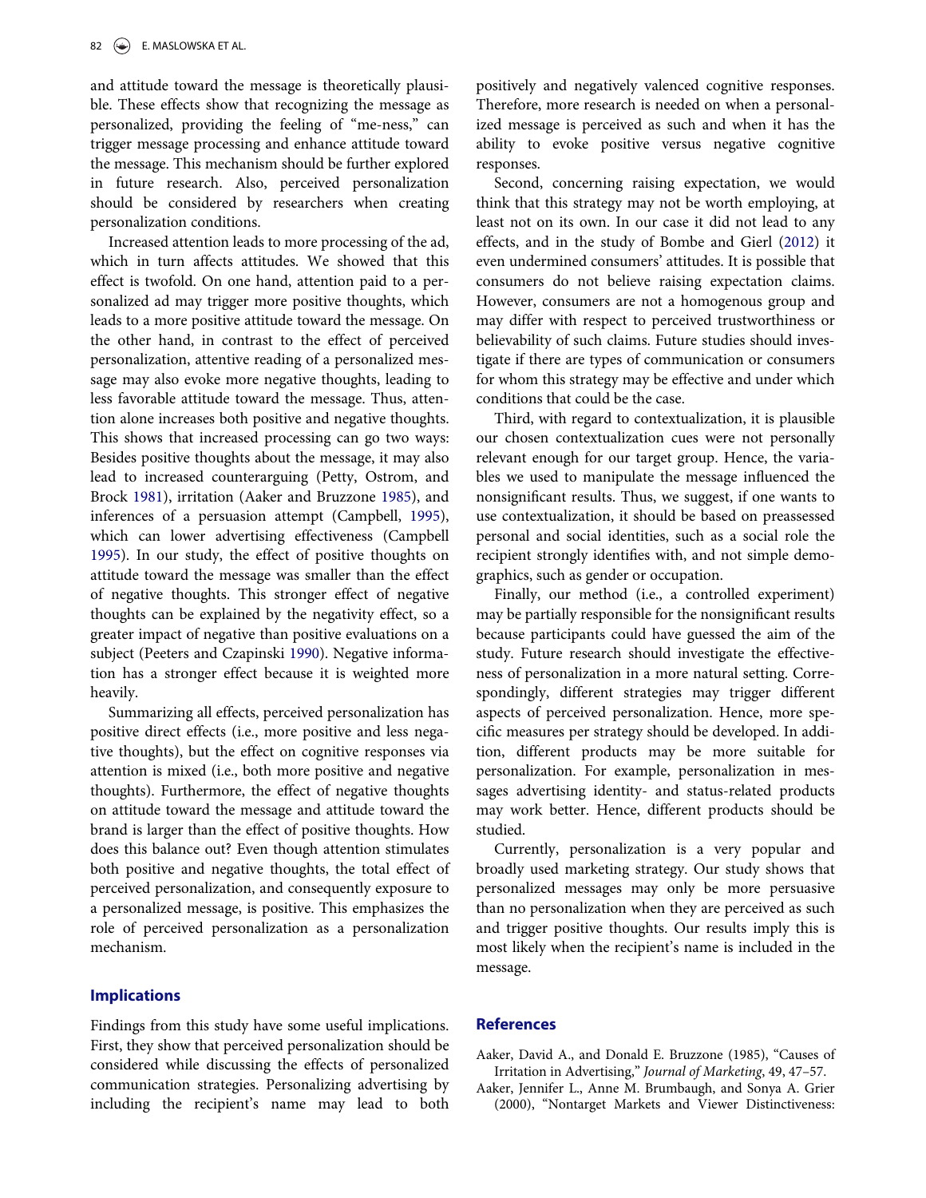and attitude toward the message is theoretically plausible. These effects show that recognizing the message as personalized, providing the feeling of "me-ness," can trigger message processing and enhance attitude toward the message. This mechanism should be further explored in future research. Also, perceived personalization should be considered by researchers when creating personalization conditions.

Increased attention leads to more processing of the ad, which in turn affects attitudes. We showed that this effect is twofold. On one hand, attention paid to a personalized ad may trigger more positive thoughts, which leads to a more positive attitude toward the message. On the other hand, in contrast to the effect of perceived personalization, attentive reading of a personalized message may also evoke more negative thoughts, leading to less favorable attitude toward the message. Thus, attention alone increases both positive and negative thoughts. This shows that increased processing can go two ways: Besides positive thoughts about the message, it may also lead to increased counterarguing (Petty, Ostrom, and Brock 1981), irritation (Aaker and Bruzzone 1985), and inferences of a persuasion attempt (Campbell, 1995), which can lower advertising effectiveness (Campbell 1995). In our study, the effect of positive thoughts on attitude toward the message was smaller than the effect of negative thoughts. This stronger effect of negative thoughts can be explained by the negativity effect, so a greater impact of negative than positive evaluations on a subject (Peeters and Czapinski 1990). Negative information has a stronger effect because it is weighted more heavily.

Summarizing all effects, perceived personalization has positive direct effects (i.e., more positive and less negative thoughts), but the effect on cognitive responses via attention is mixed (i.e., both more positive and negative thoughts). Furthermore, the effect of negative thoughts on attitude toward the message and attitude toward the brand is larger than the effect of positive thoughts. How does this balance out? Even though attention stimulates both positive and negative thoughts, the total effect of perceived personalization, and consequently exposure to a personalized message, is positive. This emphasizes the role of perceived personalization as a personalization mechanism.

## Implications

Findings from this study have some useful implications. First, they show that perceived personalization should be considered while discussing the effects of personalized communication strategies. Personalizing advertising by including the recipient's name may lead to both positively and negatively valenced cognitive responses. Therefore, more research is needed on when a personalized message is perceived as such and when it has the ability to evoke positive versus negative cognitive responses.

Second, concerning raising expectation, we would think that this strategy may not be worth employing, at least not on its own. In our case it did not lead to any effects, and in the study of Bombe and Gierl (2012) it even undermined consumers' attitudes. It is possible that consumers do not believe raising expectation claims. However, consumers are not a homogenous group and may differ with respect to perceived trustworthiness or believability of such claims. Future studies should investigate if there are types of communication or consumers for whom this strategy may be effective and under which conditions that could be the case.

Third, with regard to contextualization, it is plausible our chosen contextualization cues were not personally relevant enough for our target group. Hence, the variables we used to manipulate the message influenced the nonsignificant results. Thus, we suggest, if one wants to use contextualization, it should be based on preassessed personal and social identities, such as a social role the recipient strongly identifies with, and not simple demographics, such as gender or occupation.

Finally, our method (i.e., a controlled experiment) may be partially responsible for the nonsignificant results because participants could have guessed the aim of the study. Future research should investigate the effectiveness of personalization in a more natural setting. Correspondingly, different strategies may trigger different aspects of perceived personalization. Hence, more specific measures per strategy should be developed. In addition, different products may be more suitable for personalization. For example, personalization in messages advertising identity- and status-related products may work better. Hence, different products should be studied.

Currently, personalization is a very popular and broadly used marketing strategy. Our study shows that personalized messages may only be more persuasive than no personalization when they are perceived as such and trigger positive thoughts. Our results imply this is most likely when the recipient's name is included in the message.

## References

Aaker, David A., and Donald E. Bruzzone (1985), "Causes of Irritation in Advertising," *Journal of Marketing*, 49, 47–57.

Aaker, Jennifer L., Anne M. Brumbaugh, and Sonya A. Grier (2000), "Nontarget Markets and Viewer Distinctiveness: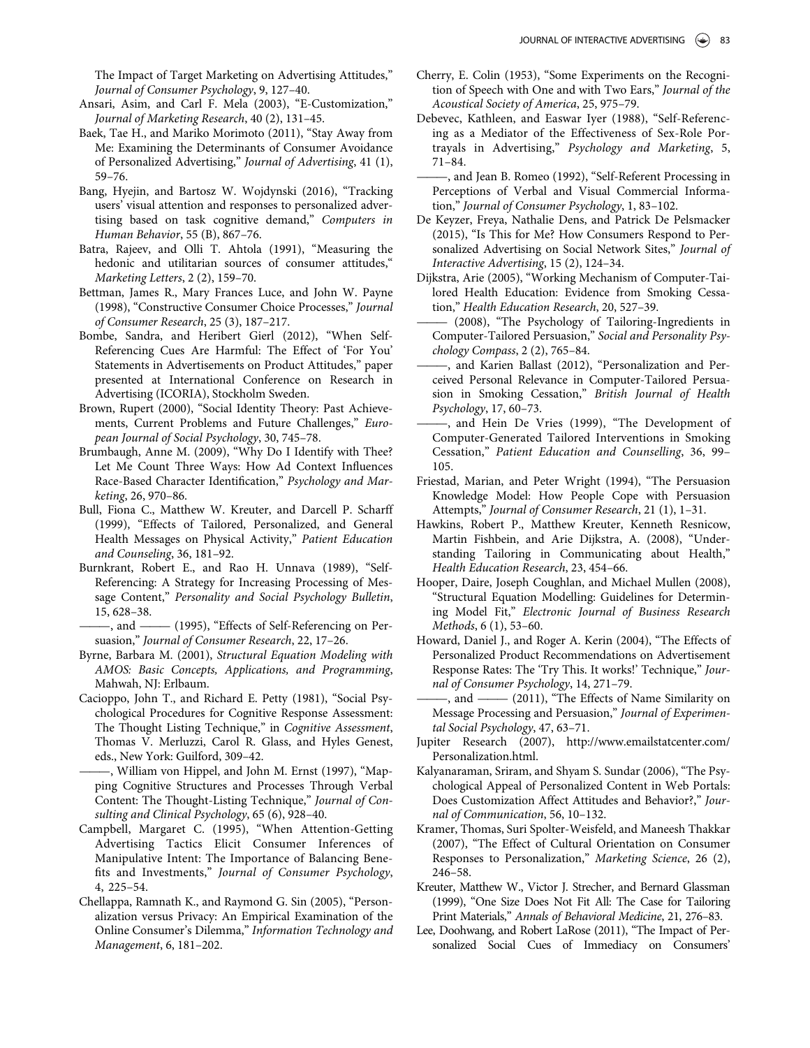The Impact of Target Marketing on Advertising Attitudes," *Journal of Consumer Psychology*, 9, 127–40.

Ansari, Asim, and Carl F. Mela (2003), "E-Customization," *Journal of Marketing Research*, 40 (2), 131–45.

Baek, Tae H., and Mariko Morimoto (2011), "Stay Away from Me: Examining the Determinants of Consumer Avoidance of Personalized Advertising," *Journal of Advertising*, 41 (1), 59–76.

Bang, Hyejin, and Bartosz W. Wojdynski (2016), "Tracking users' visual attention and responses to personalized advertising based on task cognitive demand," *Computers in Human Behavior*, 55 (B), 867–76.

Batra, Rajeev, and Olli T. Ahtola (1991), "Measuring the hedonic and utilitarian sources of consumer attitudes," *Marketing Letters*, 2 (2), 159–70.

Bettman, James R., Mary Frances Luce, and John W. Payne (1998), "Constructive Consumer Choice Processes," *Journal of Consumer Research*, 25 (3), 187–217.

Bombe, Sandra, and Heribert Gierl (2012), "When Self-Referencing Cues Are Harmful: The Effect of 'For You' Statements in Advertisements on Product Attitudes," paper presented at International Conference on Research in Advertising (ICORIA), Stockholm Sweden.

Brown, Rupert (2000), "Social Identity Theory: Past Achievements, Current Problems and Future Challenges," *European Journal of Social Psychology*, 30, 745–78.

Brumbaugh, Anne M. (2009), "Why Do I Identify with Thee? Let Me Count Three Ways: How Ad Context Influences Race-Based Character Identification," *Psychology and Marketing*, 26, 970–86.

Bull, Fiona C., Matthew W. Kreuter, and Darcell P. Scharff (1999), "Effects of Tailored, Personalized, and General Health Messages on Physical Activity," *Patient Education and Counseling*, 36, 181–92.

Burnkrant, Robert E., and Rao H. Unnava (1989), "Self-Referencing: A Strategy for Increasing Processing of Message Content," *Personality and Social Psychology Bulletin*, 15, 628–38.

———, and ——— (1995), "Effects of Self-Referencing on Persuasion," *Journal of Consumer Research*, 22, 17–26.

Byrne, Barbara M. (2001), *Structural Equation Modeling with AMOS: Basic Concepts, Applications, and Programming*, Mahwah, NJ: Erlbaum.

Cacioppo, John T., and Richard E. Petty (1981), "Social Psychological Procedures for Cognitive Response Assessment: The Thought Listing Technique," in *Cognitive Assessment*, Thomas V. Merluzzi, Carol R. Glass, and Hyles Genest, eds., New York: Guilford, 309–42.

———, William von Hippel, and John M. Ernst (1997), "Mapping Cognitive Structures and Processes Through Verbal Content: The Thought-Listing Technique," *Journal of Consulting and Clinical Psychology*, 65 (6), 928–40.

Campbell, Margaret C. (1995), "When Attention-Getting Advertising Tactics Elicit Consumer Inferences of Manipulative Intent: The Importance of Balancing Benefits and Investments," *Journal of Consumer Psychology*, 4, 225–54.

Chellappa, Ramnath K., and Raymond G. Sin (2005), "Personalization versus Privacy: An Empirical Examination of the Online Consumer's Dilemma," *Information Technology and Management*, 6, 181–202.

Cherry, E. Colin (1953), "Some Experiments on the Recognition of Speech with One and with Two Ears," *Journal of the Acoustical Society of America*, 25, 975–79.

Debevec, Kathleen, and Easwar Iyer (1988), "Self-Referencing as a Mediator of the Effectiveness of Sex-Role Portrayals in Advertising," *Psychology and Marketing*, 5, 71–84.

———, and Jean B. Romeo (1992), "Self-Referent Processing in Perceptions of Verbal and Visual Commercial Information," *Journal of Consumer Psychology*, 1, 83–102.

De Keyzer, Freya, Nathalie Dens, and Patrick De Pelsmacker (2015), "Is This for Me? How Consumers Respond to Personalized Advertising on Social Network Sites," *Journal of Interactive Advertising*, 15 (2), 124–34.

Dijkstra, Arie (2005), "Working Mechanism of Computer-Tailored Health Education: Evidence from Smoking Cessation," *Health Education Research*, 20, 527–39.

——— (2008), "The Psychology of Tailoring-Ingredients in Computer-Tailored Persuasion," *Social and Personality Psychology Compass*, 2 (2), 765–84.

———, and Karien Ballast (2012), "Personalization and Perceived Personal Relevance in Computer-Tailored Persuasion in Smoking Cessation," *British Journal of Health Psychology*, 17, 60–73.

———, and Hein De Vries (1999), "The Development of Computer-Generated Tailored Interventions in Smoking Cessation," *Patient Education and Counselling*, 36, 99–105.

Friestad, Marian, and Peter Wright (1994), "The Persuasion Knowledge Model: How People Cope with Persuasion Attempts," *Journal of Consumer Research*, 21 (1), 1–31.

Hawkins, Robert P., Matthew Kreuter, Kenneth Resnicow, Martin Fishbein, and Arie Dijkstra, A. (2008), "Understanding Tailoring in Communicating about Health," *Health Education Research*, 23, 454–66.

Hooper, Daire, Joseph Coughlan, and Michael Mullen (2008), "Structural Equation Modelling: Guidelines for Determining Model Fit," *Electronic Journal of Business Research Methods*, 6 (1), 53–60.

Howard, Daniel J., and Roger A. Kerin (2004), "The Effects of Personalized Product Recommendations on Advertisement Response Rates: The 'Try This. It works!' Technique," *Journal of Consumer Psychology*, 14, 271–79.

———, and ——— (2011), "The Effects of Name Similarity on Message Processing and Persuasion," *Journal of Experimental Social Psychology*, 47, 63–71.

Jupiter Research (2007), http://www.emailstatcenter.com/Personalization.html.

Kalyanaraman, Sriram, and Shyam S. Sundar (2006), "The Psychological Appeal of Personalized Content in Web Portals: Does Customization Affect Attitudes and Behavior?," *Journal of Communication*, 56, 10–132.

Kramer, Thomas, Suri Spolter-Weisfeld, and Maneesh Thakkar (2007), "The Effect of Cultural Orientation on Consumer Responses to Personalization," *Marketing Science*, 26 (2), 246–58.

Kreuter, Matthew W., Victor J. Strecher, and Bernard Glassman (1999), "One Size Does Not Fit All: The Case for Tailoring Print Materials," *Annals of Behavioral Medicine*, 21, 276–83.

Lee, Doohwang, and Robert LaRose (2011), "The Impact of Personalized Social Cues of Immediacy on Consumers'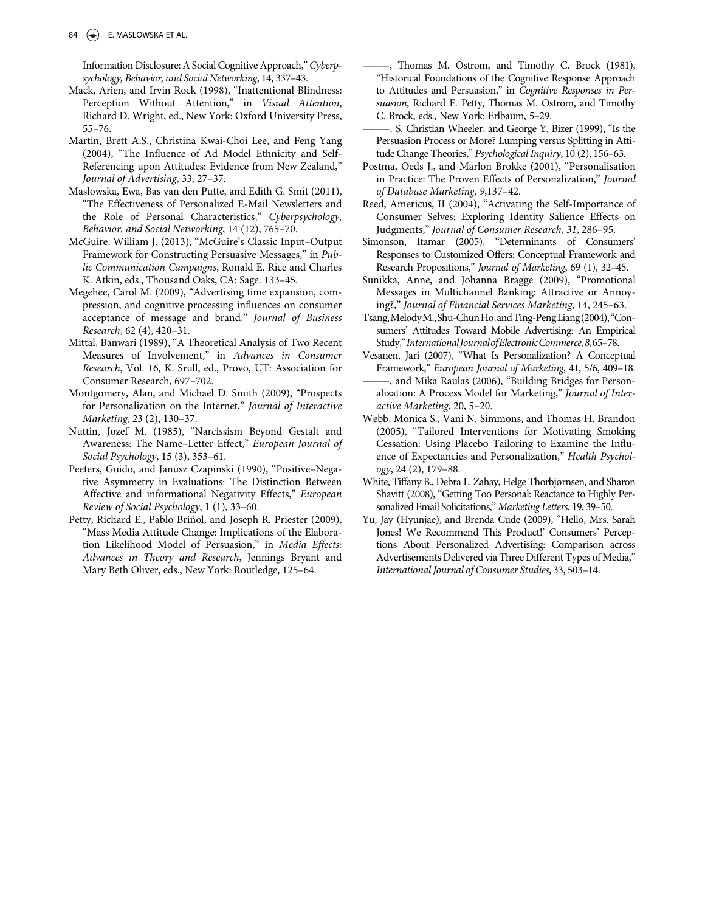Information Disclosure: A Social Cognitive Approach," *Cyberpsychology, Behavior, and Social Networking*, 14, 337–43.

Mack, Arien, and Irvin Rock (1998), "Inattentional Blindness: Perception Without Attention," in *Visual Attention*, Richard D. Wright, ed., New York: Oxford University Press, 55–76.

Martin, Brett A.S., Christina Kwai-Choi Lee, and Feng Yang (2004), "The Influence of Ad Model Ethnicity and Self-Referencing upon Attitudes: Evidence from New Zealand," *Journal of Advertising*, 33, 27–37.

Maslowska, Ewa, Bas van den Putte, and Edith G. Smit (2011), "The Effectiveness of Personalized E-Mail Newsletters and the Role of Personal Characteristics," *Cyberpsychology, Behavior, and Social Networking*, 14 (12), 765–70.

McGuire, William J. (2013), "McGuire's Classic Input–Output Framework for Constructing Persuasive Messages," in *Public Communication Campaigns*, Ronald E. Rice and Charles K. Atkin, eds., Thousand Oaks, CA: Sage. 133–45.

Megehee, Carol M. (2009), "Advertising time expansion, compression, and cognitive processing influences on consumer acceptance of message and brand," *Journal of Business Research*, 62 (4), 420–31.

Mittal, Banwari (1989), "A Theoretical Analysis of Two Recent Measures of Involvement," in *Advances in Consumer Research*, Vol. 16, K. Srull, ed., Provo, UT: Association for Consumer Research, 697–702.

Montgomery, Alan, and Michael D. Smith (2009), "Prospects for Personalization on the Internet," *Journal of Interactive Marketing*, 23 (2), 130–37.

Nuttin, Jozef M. (1985), "Narcissism Beyond Gestalt and Awareness: The Name–Letter Effect," *European Journal of Social Psychology*, 15 (3), 353–61.

Peeters, Guido, and Janusz Czapinski (1990), "Positive–Negative Asymmetry in Evaluations: The Distinction Between Affective and informational Negativity Effects," *European Review of Social Psychology*, 1 (1), 33–60.

Petty, Richard E., Pablo Briñol, and Joseph R. Priester (2009), "Mass Media Attitude Change: Implications of the Elaboration Likelihood Model of Persuasion," in *Media Effects: Advances in Theory and Research*, Jennings Bryant and Mary Beth Oliver, eds., New York: Routledge, 125–64.

———, Thomas M. Ostrom, and Timothy C. Brock (1981), "Historical Foundations of the Cognitive Response Approach to Attitudes and Persuasion," in *Cognitive Responses in Persuasion*, Richard E. Petty, Thomas M. Ostrom, and Timothy C. Brock, eds., New York: Erlbaum, 5–29.

———, S. Christian Wheeler, and George Y. Bizer (1999), "Is the Persuasion Process or More? Lumping versus Splitting in Attitude Change Theories," *Psychological Inquiry*, 10 (2), 156–63.

Postma, Oeds J., and Marlon Brokke (2001), "Personalisation in Practice: The Proven Effects of Personalization," *Journal of Database Marketing*, *9*,137–42.

Reed, Americus, II (2004), "Activating the Self-Importance of Consumer Selves: Exploring Identity Salience Effects on Judgments," *Journal of Consumer Research*, *31*, 286–95.

Simonson, Itamar (2005), "Determinants of Consumers' Responses to Customized Offers: Conceptual Framework and Research Propositions," *Journal of Marketing*, 69 (1), 32–45.

Sunikka, Anne, and Johanna Bragge (2009), "Promotional Messages in Multichannel Banking: Attractive or Annoying?," *Journal of Financial Services Marketing*, 14, 245–63.

Tsang, Melody M., Shu-Chun Ho, and Ting-Peng Liang (2004), "Consumers' Attitudes Toward Mobile Advertising: An Empirical Study," *International Journal of Electronic Commerce*, *8*,65–78.

Vesanen, Jari (2007), "What Is Personalization? A Conceptual Framework," *European Journal of Marketing*, 41, 5/6, 409–18.

———, and Mika Raulas (2006), "Building Bridges for Personalization: A Process Model for Marketing," *Journal of Interactive Marketing*, 20, 5–20.

Webb, Monica S., Vani N. Simmons, and Thomas H. Brandon (2005), "Tailored Interventions for Motivating Smoking Cessation: Using Placebo Tailoring to Examine the Influence of Expectancies and Personalization," *Health Psychology*, 24 (2), 179–88.

White, Tiffany B., Debra L. Zahay, Helge Thorbjørnsen, and Sharon Shavitt (2008), "Getting Too Personal: Reactance to Highly Personalized Email Solicitations," *Marketing Letters*, 19, 39–50.

Yu, Jay (Hyunjae), and Brenda Cude (2009), "Hello, Mrs. Sarah Jones! We Recommend This Product!' Consumers' Perceptions About Personalized Advertising: Comparison across Advertisements Delivered via Three Different Types of Media," *International Journal of Consumer Studies*, 33, 503–14.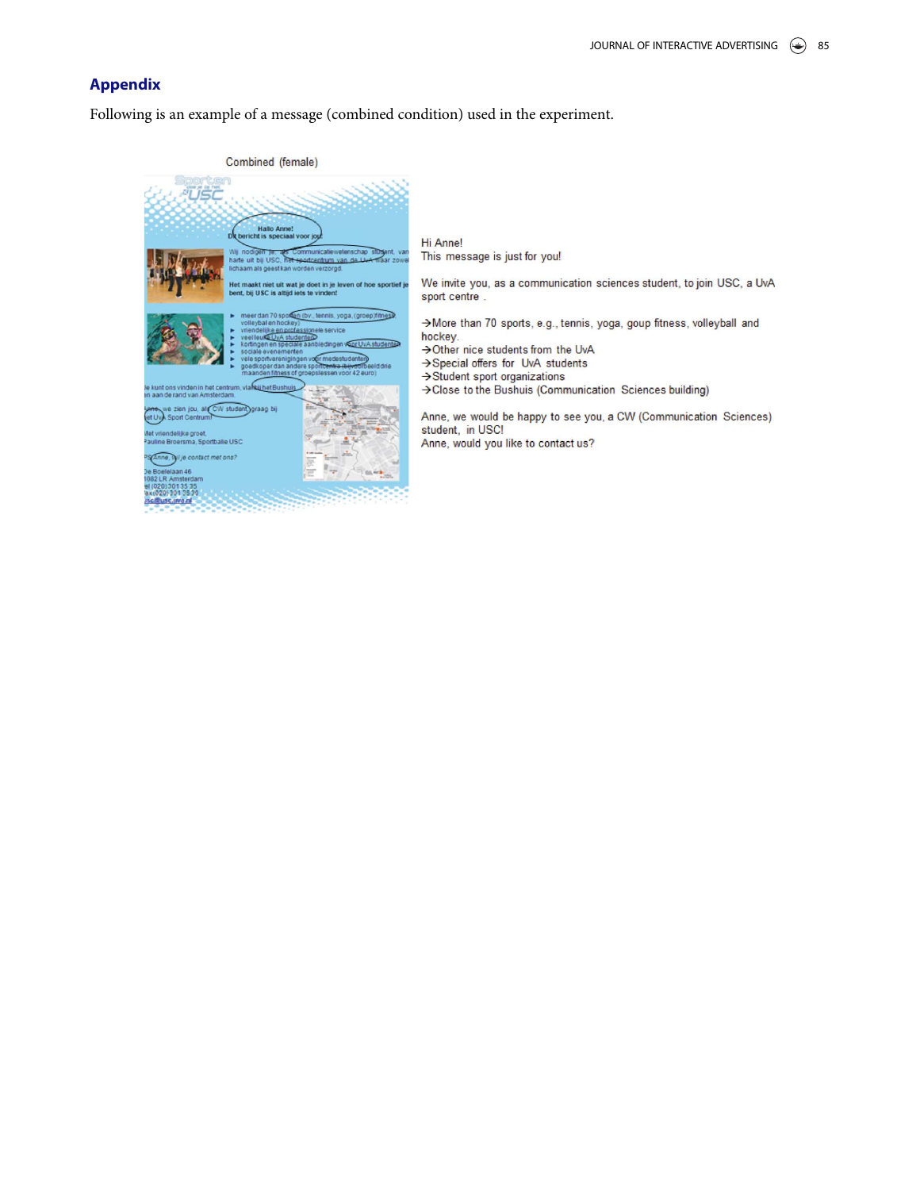## Appendix

Following is an example of a message (combined condition) used in the experiment.

Combined (female)

Hi Anne!
This message is just for you!

We invite you, as a communication sciences student, to join USC, a UvA sport centre .

→More than 70 sports, e.g., tennis, yoga, goup fitness, volleyball and hockey.
→Other nice students from the UvA
→Special offers for UvA students
→Student sport organizations
→Close to the Bushuis (Communication Sciences building)

Anne, we would be happy to see you, a CW (Communication Sciences) student, in USC!
Anne, would you like to contact us?